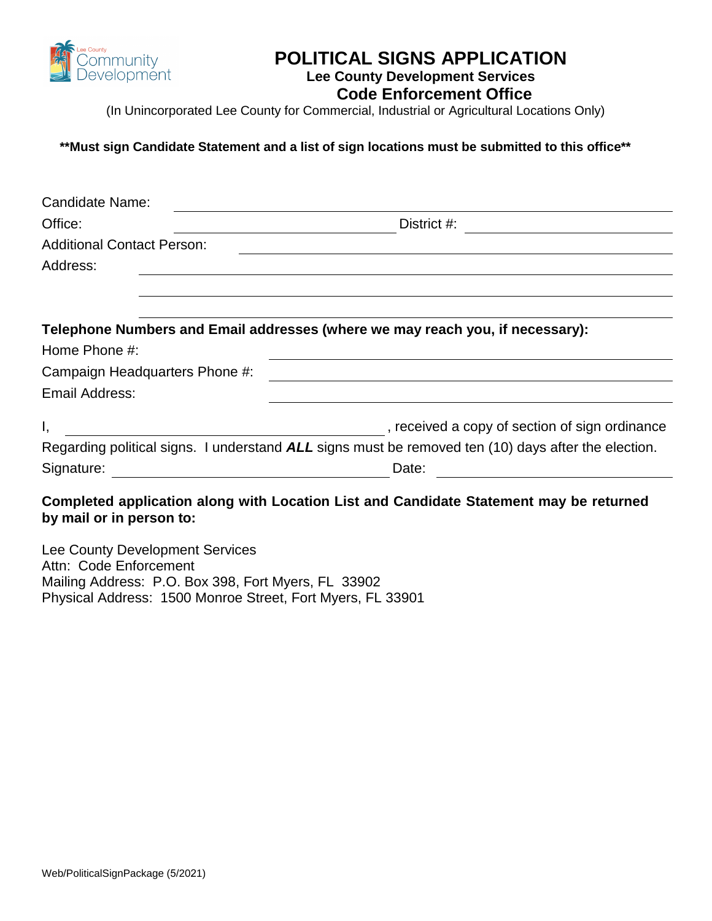Lee County Community Development

# POLITICAL SIGNS APPLICATION

**Lee County Development Services**

**Code Enforcement Office**

(In Unincorporated Lee County for Commercial, Industrial or Agricultural Locations Only)

****Must sign Candidate Statement and a list of sign locations must be submitted to this office****

Candidate Name: ______________________________________________

Office: ______________________ District #: ______________________

Additional Contact Person: ______________________________________

Address: ______________________________________________________

______________________________________________________

______________________________________________________

**Telephone Numbers and Email addresses (where we may reach you, if necessary):**

Home Phone #: ______________________________________

Campaign Headquarters Phone #: ______________________________________

Email Address: ______________________________________

I, ______________________________, received a copy of section of sign ordinance Regarding political signs. I understand ***ALL*** signs must be removed ten (10) days after the election.

Signature: ______________________________ Date: ______________________

**Completed application along with Location List and Candidate Statement may be returned by mail or in person to:**

Lee County Development Services
Attn: Code Enforcement
Mailing Address: P.O. Box 398, Fort Myers, FL 33902
Physical Address: 1500 Monroe Street, Fort Myers, FL 33901

Web/PoliticalSignPackage (5/2021)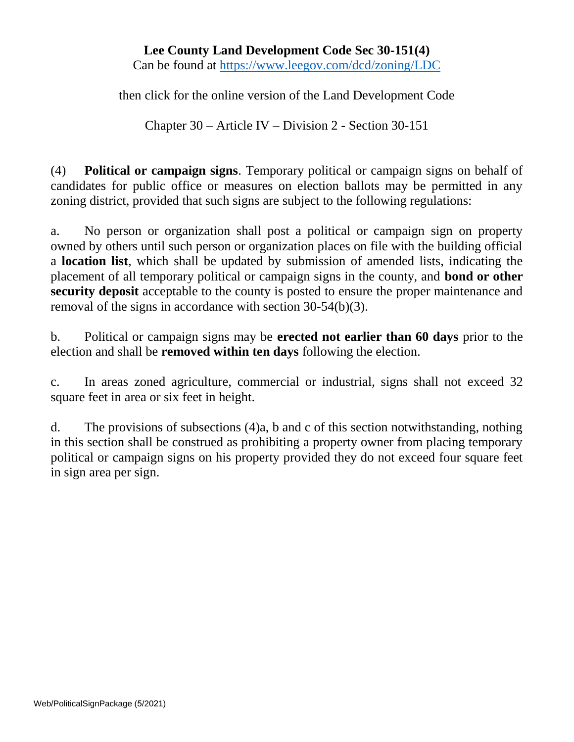**Lee County Land Development Code Sec 30-151(4)**

Can be found at https://www.leegov.com/dcd/zoning/LDC

then click for the online version of the Land Development Code

Chapter 30 – Article IV – Division 2 - Section 30-151

(4) **Political or campaign signs**. Temporary political or campaign signs on behalf of candidates for public office or measures on election ballots may be permitted in any zoning district, provided that such signs are subject to the following regulations:

a. No person or organization shall post a political or campaign sign on property owned by others until such person or organization places on file with the building official a **location list**, which shall be updated by submission of amended lists, indicating the placement of all temporary political or campaign signs in the county, and **bond or other security deposit** acceptable to the county is posted to ensure the proper maintenance and removal of the signs in accordance with section 30-54(b)(3).

b. Political or campaign signs may be **erected not earlier than 60 days** prior to the election and shall be **removed within ten days** following the election.

c. In areas zoned agriculture, commercial or industrial, signs shall not exceed 32 square feet in area or six feet in height.

d. The provisions of subsections (4)a, b and c of this section notwithstanding, nothing in this section shall be construed as prohibiting a property owner from placing temporary political or campaign signs on his property provided they do not exceed four square feet in sign area per sign.

Web/PoliticalSignPackage (5/2021)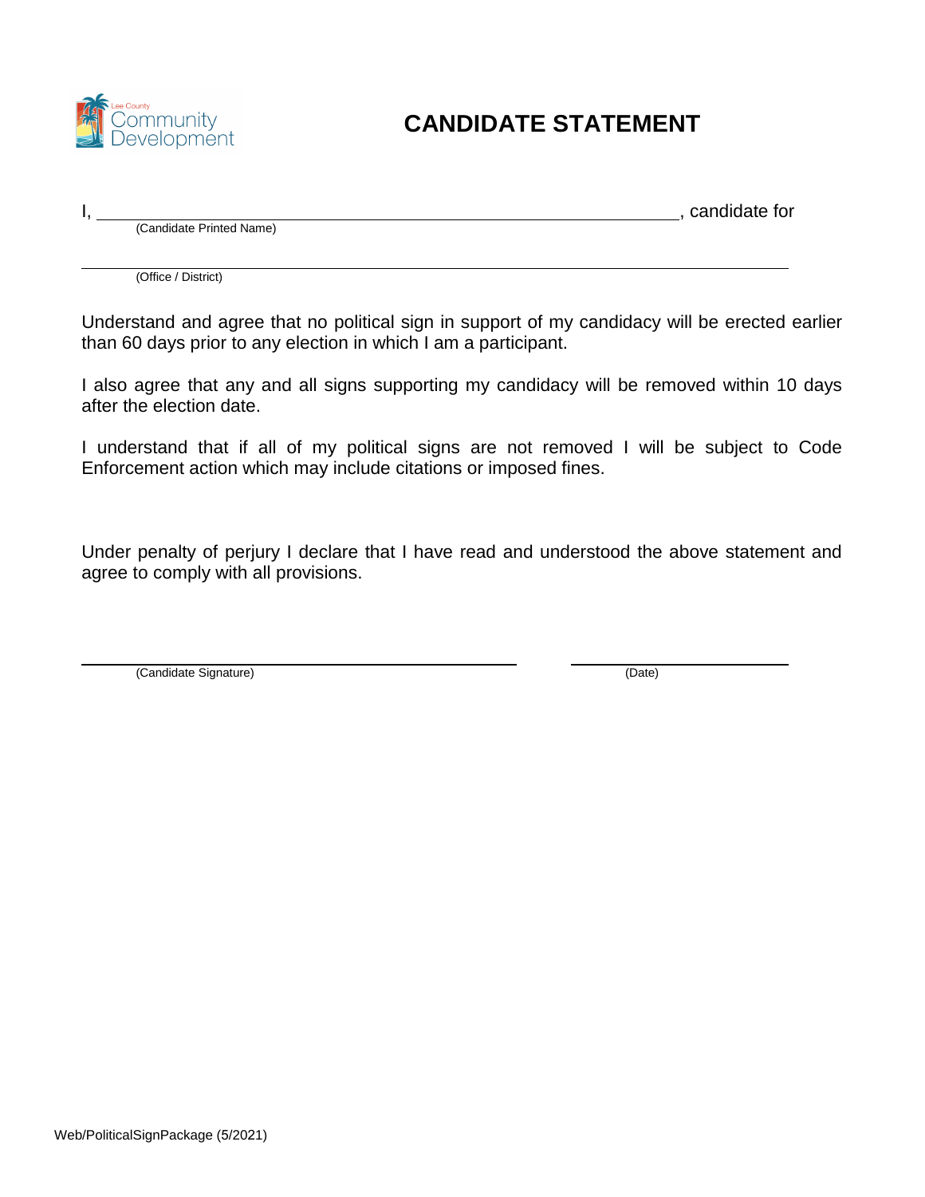Lee County Community Development

# CANDIDATE STATEMENT

I, ______________________________________________, candidate for
(Candidate Printed Name)

______________________________________________
(Office / District)

Understand and agree that no political sign in support of my candidacy will be erected earlier than 60 days prior to any election in which I am a participant.

I also agree that any and all signs supporting my candidacy will be removed within 10 days after the election date.

I understand that if all of my political signs are not removed I will be subject to Code Enforcement action which may include citations or imposed fines.

Under penalty of perjury I declare that I have read and understood the above statement and agree to comply with all provisions.

______________________________ ______________
(Candidate Signature) (Date)

Web/PoliticalSignPackage (5/2021)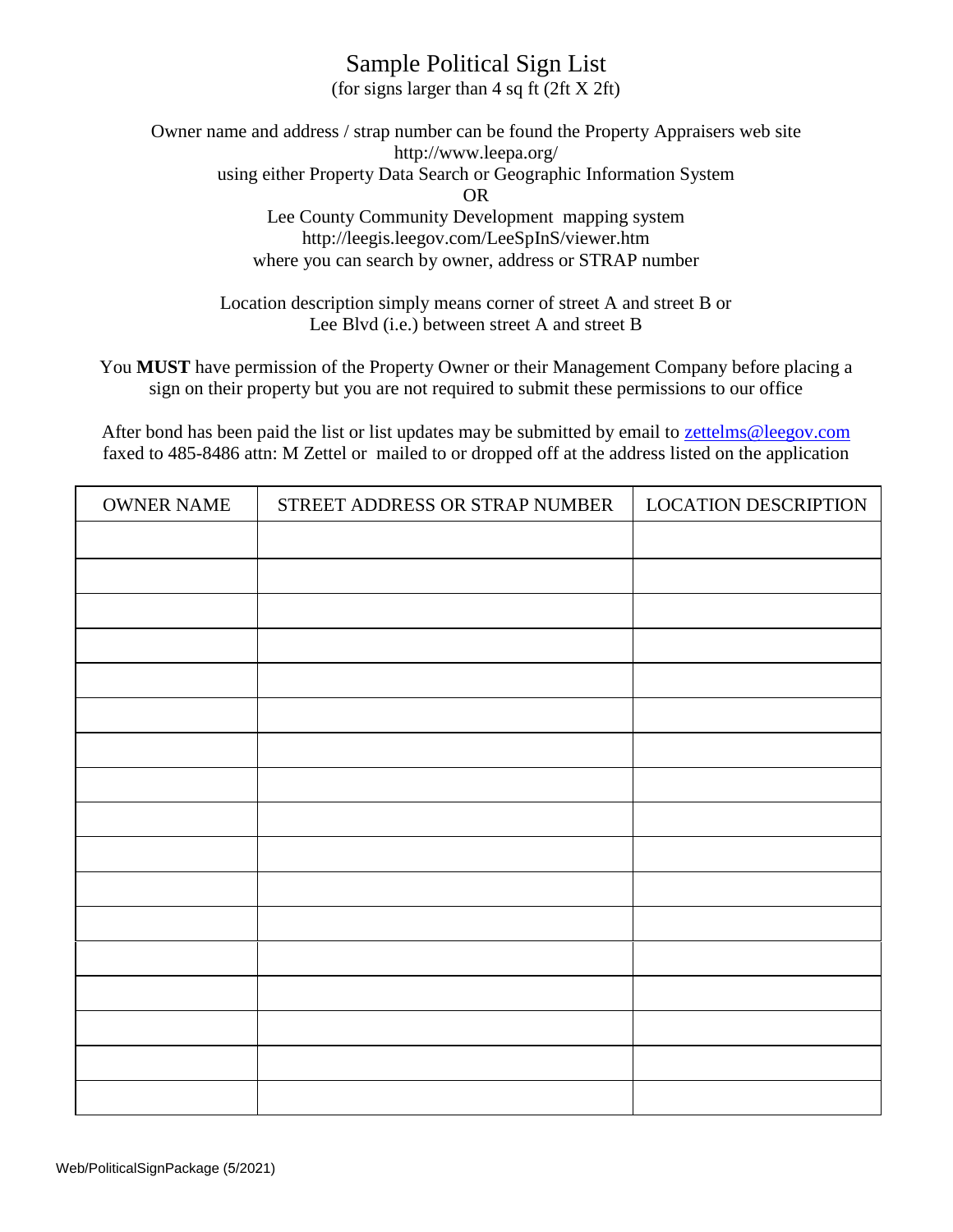# Sample Political Sign List

(for signs larger than 4 sq ft (2ft X 2ft)

Owner name and address / strap number can be found the Property Appraisers web site http://www.leepa.org/ using either Property Data Search or Geographic Information System

OR

Lee County Community Development mapping system http://leegis.leegov.com/LeeSpInS/viewer.htm where you can search by owner, address or STRAP number

Location description simply means corner of street A and street B or Lee Blvd (i.e.) between street A and street B

You **MUST** have permission of the Property Owner or their Management Company before placing a sign on their property but you are not required to submit these permissions to our office

After bond has been paid the list or list updates may be submitted by email to zettelms@leegov.com faxed to 485-8486 attn: M Zettel or mailed to or dropped off at the address listed on the application

| OWNER NAME | STREET ADDRESS OR STRAP NUMBER | LOCATION DESCRIPTION |
|---|---|---|
| | | |
| | | |
| | | |
| | | |
| | | |
| | | |
| | | |
| | | |
| | | |
| | | |
| | | |
| | | |
| | | |
| | | |
| | | |
| | | |
| | | |

Web/PoliticalSignPackage (5/2021)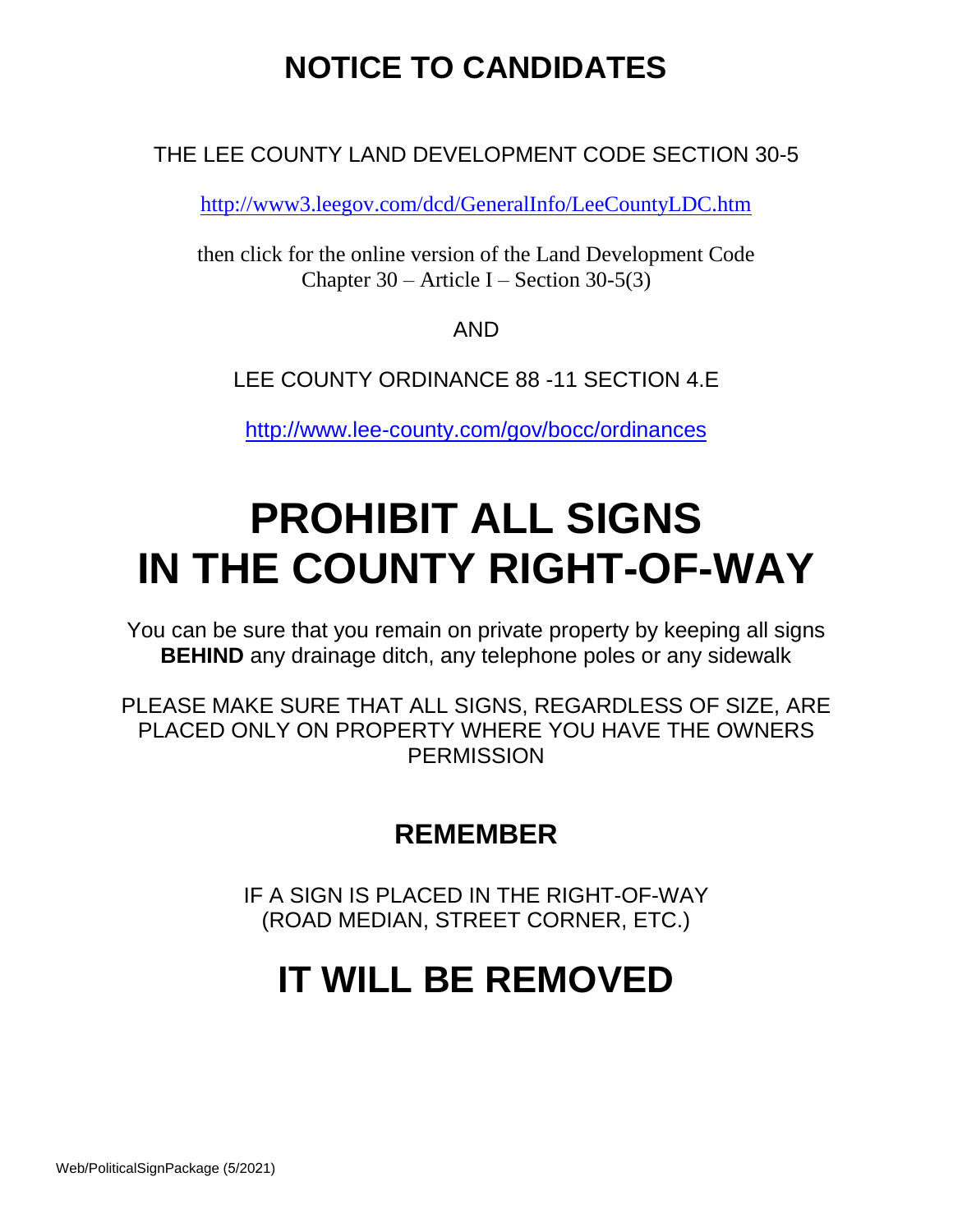# NOTICE TO CANDIDATES

THE LEE COUNTY LAND DEVELOPMENT CODE SECTION 30-5

http://www3.leegov.com/dcd/GeneralInfo/LeeCountyLDC.htm

then click for the online version of the Land Development Code
Chapter 30 – Article I – Section 30-5(3)

AND

LEE COUNTY ORDINANCE 88 -11 SECTION 4.E

http://www.lee-county.com/gov/bocc/ordinances

# PROHIBIT ALL SIGNS IN THE COUNTY RIGHT-OF-WAY

You can be sure that you remain on private property by keeping all signs **BEHIND** any drainage ditch, any telephone poles or any sidewalk

PLEASE MAKE SURE THAT ALL SIGNS, REGARDLESS OF SIZE, ARE PLACED ONLY ON PROPERTY WHERE YOU HAVE THE OWNERS PERMISSION

## REMEMBER

IF A SIGN IS PLACED IN THE RIGHT-OF-WAY
(ROAD MEDIAN, STREET CORNER, ETC.)

# IT WILL BE REMOVED

Web/PoliticalSignPackage (5/2021)